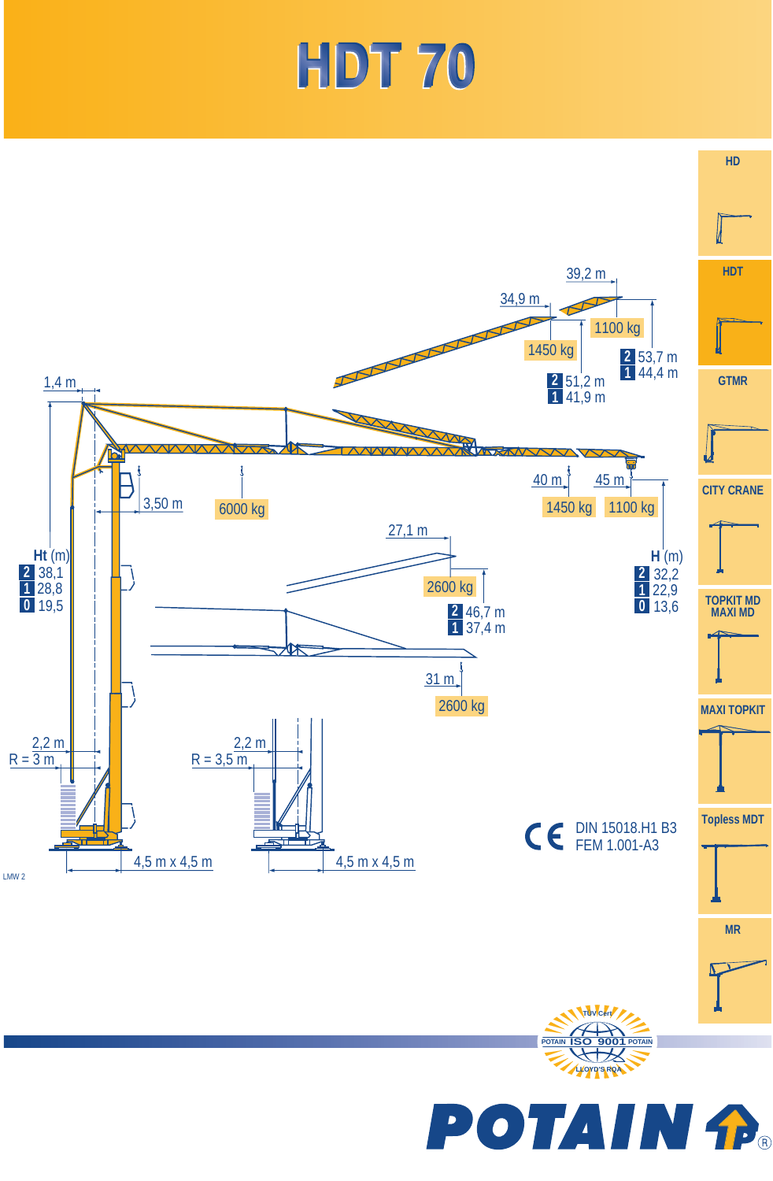# HDT 70

39,2 m

34,9 m

1100 kg

1450 kg

2 53,7 m
1 44,4 m

2 51,2 m
1 41,9 m

1,4 m

3,50 m

6000 kg

40 m

45 m

1450 kg

1100 kg

27,1 m

Ht (m)
2 38,1
1 28,8
0 19,5

H (m)
2 32,2
1 22,9
0 13,6

2600 kg

2 46,7 m
1 37,4 m

31 m

2600 kg

2,2 m
R = 3 m

2,2 m
R = 3,5 m

4,5 m x 4,5 m

4,5 m x 4,5 m

LMW 2

CE DIN 15018.H1 B3
FEM 1.001-A3

HD

HDT

GTMR

CITY CRANE

TOPKIT MD
MAXI MD

MAXI TOPKIT

Topless MDT

MR

TÜV Cert
POTAIN ISO 9001 POTAIN
LLOYD'S RQA

POTAIN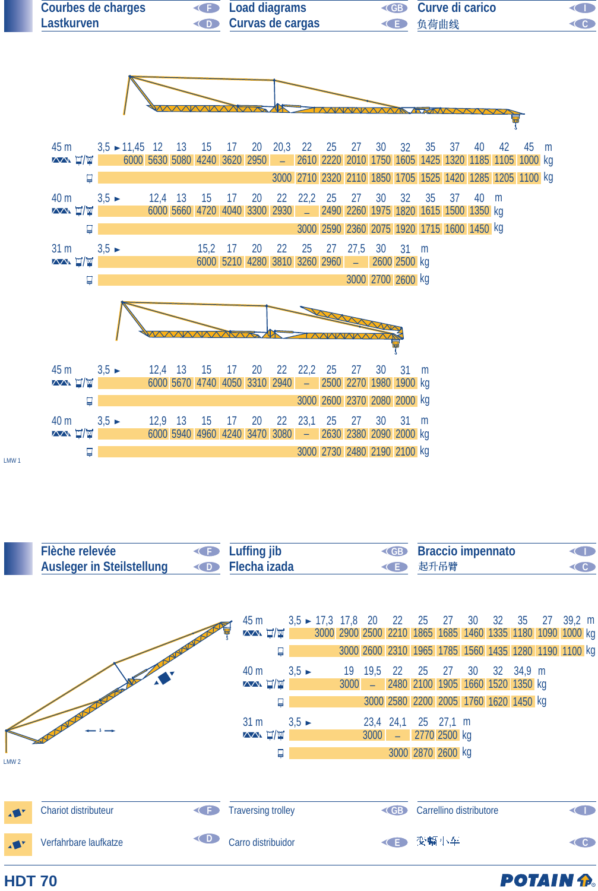# Courbes de charges / Load diagrams / Curve di carico / Lastkurven / Curvas de cargas / 负荷曲线

### 45 m

| m | 3,5 ► 11,45 | 12 | 13 | 15 | 17 | 20 | 20,3 | 22 | 25 | 27 | 30 | 32 | 35 | 37 | 40 | 42 | 45 |
|---|---|---|---|---|---|---|---|---|---|---|---|---|---|---|---|---|---|
| kg | 6000 | 5630 | 5080 | 4240 | 3620 | 2950 | – | 2610 | 2220 | 2010 | 1750 | 1605 | 1425 | 1320 | 1185 | 1105 | 1000 |
| kg | | | | | | | 3000 | 2710 | 2320 | 2110 | 1850 | 1705 | 1525 | 1420 | 1285 | 1205 | 1100 |

### 40 m

| m | 3,5 ► 12,4 | 13 | 15 | 17 | 20 | 22 | 22,2 | 25 | 27 | 30 | 32 | 35 | 37 | 40 |
|---|---|---|---|---|---|---|---|---|---|---|---|---|---|---|
| kg | 6000 | 5660 | 4720 | 4040 | 3300 | 2930 | – | 2490 | 2260 | 1975 | 1820 | 1615 | 1500 | 1350 |
| kg | | | | | | | 3000 | 2590 | 2360 | 2075 | 1920 | 1715 | 1600 | 1450 |

### 31 m

| m | 3,5 ► 15,2 | 17 | 20 | 22 | 25 | 27 | 27,5 | 30 | 31 |
|---|---|---|---|---|---|---|---|---|---|
| kg | 6000 | 5210 | 4280 | 3810 | 3260 | 2960 | – | 2600 | 2500 |
| kg | | | | | | | 3000 | 2700 | 2600 |

### 45 m

| m | 3,5 ► 12,4 | 13 | 15 | 17 | 20 | 22 | 22,2 | 25 | 27 | 30 | 31 |
|---|---|---|---|---|---|---|---|---|---|---|---|
| kg | 6000 | 5670 | 4740 | 4050 | 3310 | 2940 | – | 2500 | 2270 | 1980 | 1900 |
| kg | | | | | | | 3000 | 2600 | 2370 | 2080 | 2000 |

### 40 m

| m | 3,5 ► 12,9 | 13 | 15 | 17 | 20 | 22 | 23,1 | 25 | 27 | 30 | 31 |
|---|---|---|---|---|---|---|---|---|---|---|---|
| kg | 6000 | 5940 | 4960 | 4240 | 3470 | 3080 | – | 2630 | 2380 | 2090 | 2000 |
| kg | | | | | | | 3000 | 2730 | 2480 | 2190 | 2100 |

LMW 1

# Flèche relevée / Luffing jib / Braccio impennato / Ausleger in Steilstellung / Flecha izada / 起升吊臂

### 45 m

| m | 3,5 ► 17,3 | 17,8 | 20 | 22 | 25 | 27 | 30 | 32 | 35 | 27 | 39,2 |
|---|---|---|---|---|---|---|---|---|---|---|---|
| kg | 3000 | 2900 | 2500 | 2210 | 1865 | 1685 | 1460 | 1335 | 1180 | 1090 | 1000 |
| kg | 3000 | 2600 | 2310 | 1965 | 1785 | 1560 | 1435 | 1280 | 1190 | 1100 | |

### 40 m

| m | 3,5 ► 19 | 19,5 | 22 | 25 | 27 | 30 | 32 | 34,9 |
|---|---|---|---|---|---|---|---|---|
| kg | 3000 | – | 2480 | 2100 | 1905 | 1660 | 1520 | 1350 |
| kg | | 3000 | 2580 | 2200 | 2005 | 1760 | 1620 | 1450 |

### 31 m

| m | 3,5 ► 23,4 | 24,1 | 25 | 27,1 |
|---|---|---|---|---|
| kg | 3000 | – | 2770 | 2500 |
| kg | | 3000 | 2870 | 2600 |

LMW 2

Chariot distributeur / Traversing trolley / Carrellino distributore / Verfahrbare laufkatze / Carro distribuidor / 变幅小车

HDT 70

POTAIN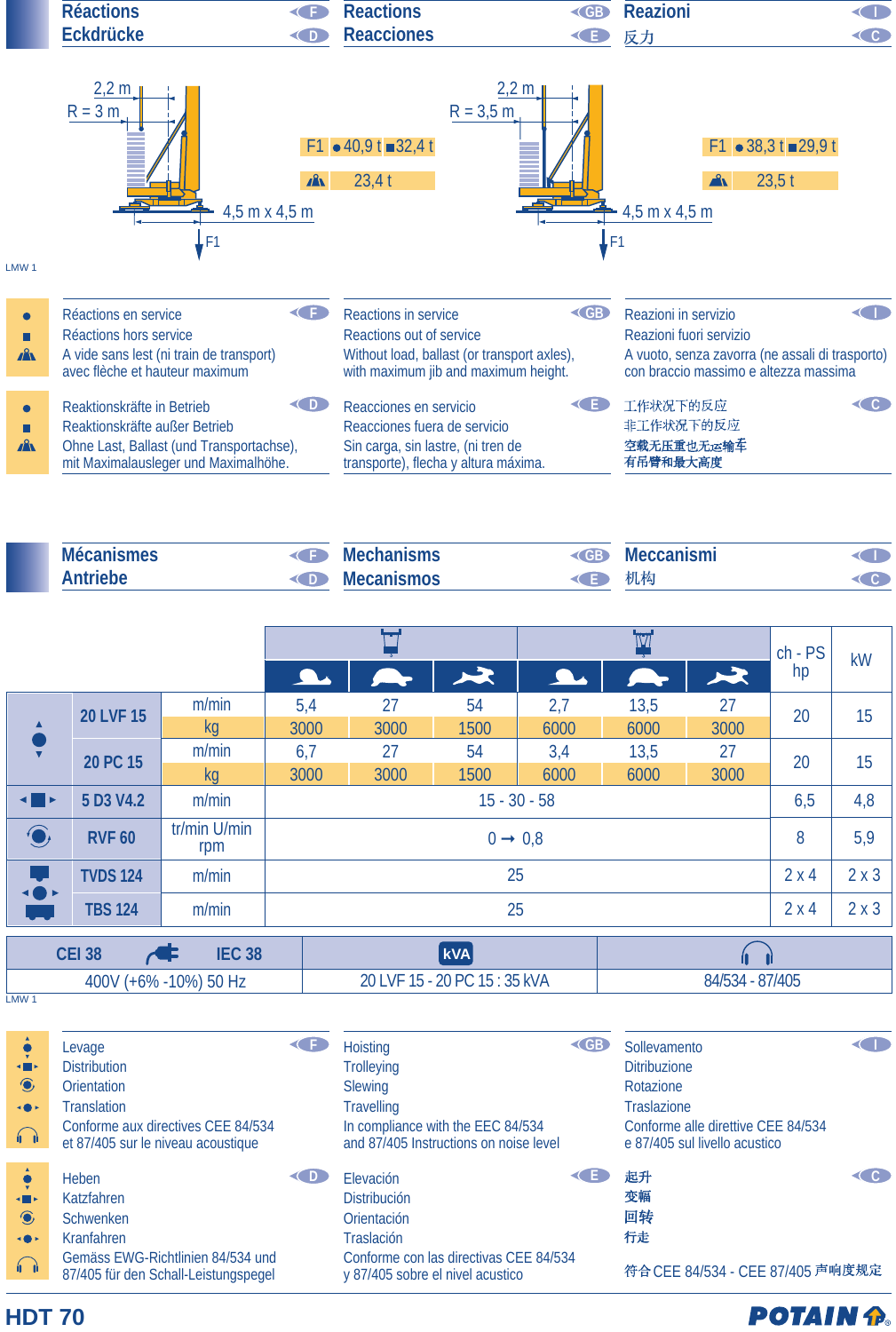## Réactions / Eckdrücke / Reactions / Reacciones / Reazioni / 反力

| | R = 3 m, 2,2 m | R = 3,5 m, 2,2 m |
|---|---|---|
| F1 | ● 40,9 t ■ 32,4 t | ● 38,3 t ■ 29,9 t |
| (transport) | 23,4 t | 23,5 t |
| Base | 4,5 m x 4,5 m | 4,5 m x 4,5 m |

LMW 1

**F**
- ● Réactions en service
- ■ Réactions hors service
- A vide sans lest (ni train de transport) avec flèche et hauteur maximum

**GB**
- ● Reactions in service
- ■ Reactions out of service
- Without load, ballast (or transport axles), with maximum jib and maximum height.

**I**
- ● Reazioni in servizio
- ■ Reazioni fuori servizio
- A vuoto, senza zavorra (ne assali di trasporto) con braccio massimo e altezza massima

**D**
- ● Reaktionskräfte in Betrieb
- ■ Reaktionskräfte außer Betrieb
- Ohne Last, Ballast (und Transportachse), mit Maximalausleger und Maximalhöhe.

**E**
- ● Reacciones en servicio
- ■ Reacciones fuera de servicio
- Sin carga, sin lastre, (ni tren de transporte), flecha y altura máxima.

**C**
- ● 工作状况下的反应
- ■ 非工作状况下的反应
- 空载无压重也无运输车有吊臂和最大高度

## Mécanismes / Antriebe / Mechanisms / Mecanismos / Meccanismi / 机构

| | | | 2 falls: slow | 2 falls: medium | 2 falls: fast | 4 falls: slow | 4 falls: medium | 4 falls: fast | ch - PS hp | kW |
|---|---|---|---|---|---|---|---|---|---|---|
| Levage | 20 LVF 15 | m/min | 5,4 | 27 | 54 | 2,7 | 13,5 | 27 | 20 | 15 |
| | | kg | 3000 | 3000 | 1500 | 6000 | 6000 | 3000 | | |
| | 20 PC 15 | m/min | 6,7 | 27 | 54 | 3,4 | 13,5 | 27 | 20 | 15 |
| | | kg | 3000 | 3000 | 1500 | 6000 | 6000 | 3000 | | |
| Distribution | 5 D3 V4.2 | m/min | 15 - 30 - 58 | | | | | | 6,5 | 4,8 |
| Orientation | RVF 60 | tr/min U/min rpm | 0 → 0,8 | | | | | | 8 | 5,9 |
| Translation | TVDS 124 | m/min | 25 | | | | | | 2 x 4 | 2 x 3 |
| | TBS 124 | m/min | 25 | | | | | | 2 x 4 | 2 x 3 |

| CEI 38 / IEC 38 | kVA | Noise |
|---|---|---|
| 400V (+6% -10%) 50 Hz | 20 LVF 15 - 20 PC 15 : 35 kVA | 84/534 - 87/405 |

LMW 1

**F**: Levage, Distribution, Orientation, Translation. Conforme aux directives CEE 84/534 et 87/405 sur le niveau acoustique

**GB**: Hoisting, Trolleying, Slewing, Travelling. In compliance with the EEC 84/534 and 87/405 Instructions on noise level

**I**: Sollevamento, Ditribuzione, Rotazione, Traslazione. Conforme alle direttive CEE 84/534 e 87/405 sul livello acustico

**D**: Heben, Katzfahren, Schwenken, Kranfahren. Gemäss EWG-Richtlinien 84/534 und 87/405 für den Schall-Leistungspegel

**E**: Elevación, Distribución, Orientación, Traslación. Conforme con las directivas CEE 84/534 y 87/405 sobre el nivel acustico

**C**: 起升, 变幅, 回转, 行走. 符合 CEE 84/534 - CEE 87/405 声响度规定

HDT 70 — POTAIN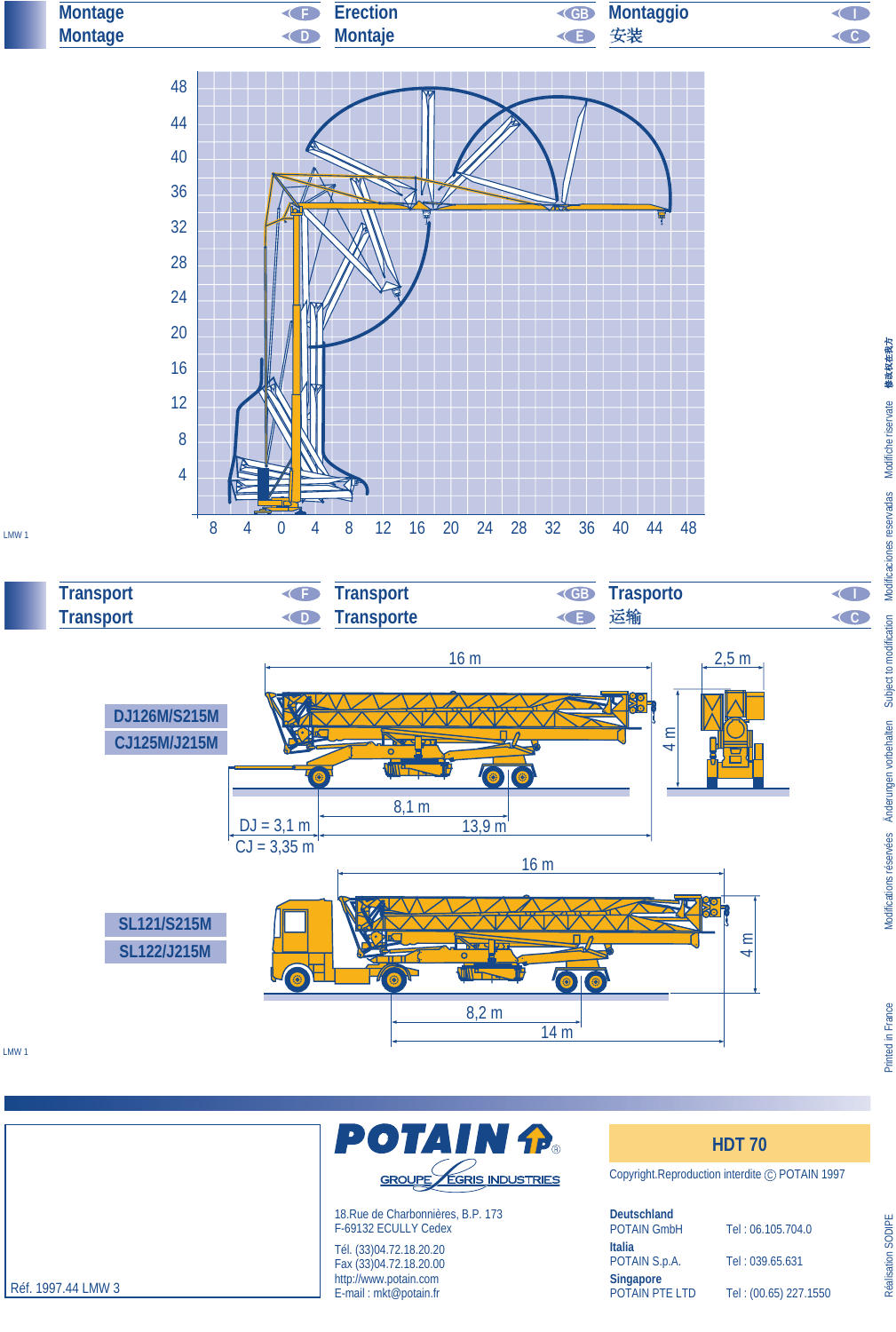## Montage (F) — Erection (GB) — Montaggio (I)
## Montage (D) — Montaje (E) — 安装 (C)

48
44
40
36
32
28
24
20
16
12
8
4

8 4 0 4 8 12 16 20 24 28 32 36 40 44 48

LMW 1

## Transport (F) — Transport (GB) — Trasporto (I)
## Transport (D) — Transporte (E) — 运输 (C)

DJ126M/S215M

CJ125M/J215M

16 m

2,5 m

4 m

8,1 m

DJ = 3,1 m

13,9 m

CJ = 3,35 m

SL121/S215M

SL122/J215M

16 m

4 m

8,2 m

14 m

LMW 1

Réf. 1997.44 LMW 3

**POTAIN**

GROUPE LEGRIS INDUSTRIES

18.Rue de Charbonnières, B.P. 173
F-69132 ECULLY Cedex

Tél. (33)04.72.18.20.20
Fax (33)04.72.18.20.00
http://www.potain.com
E-mail : mkt@potain.fr

**HDT 70**

Copyright.Reproduction interdite © POTAIN 1997

**Deutschland**
POTAIN GmbH — Tel : 06.105.704.0

**Italia**
POTAIN S.p.A. — Tel : 039.65.631

**Singapore**
POTAIN PTE LTD — Tel : (00.65) 227.1550

Printed in France — Modifications réservées — Änderungen vorbehalten — Subject to modification — Modificaciones reservadas — Modifiche riservate — 修改权在我方

Réalisation SODIPE